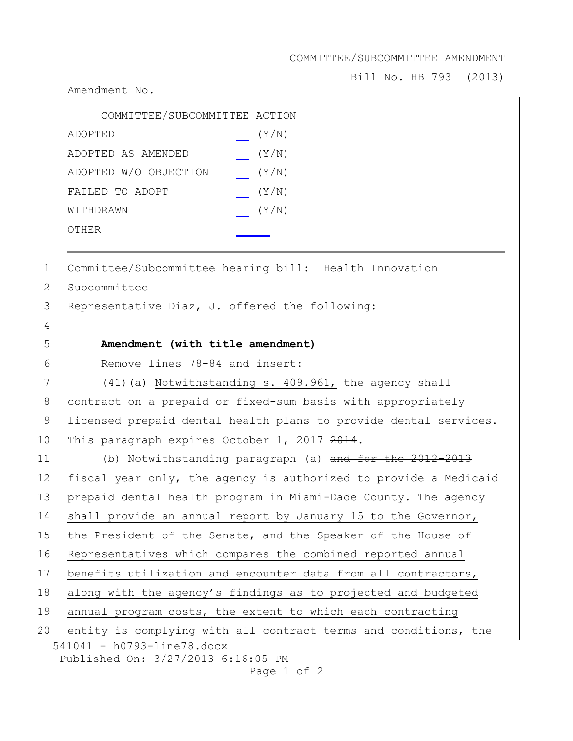COMMITTEE/SUBCOMMITTEE AMENDMENT

Bill No. HB 793 (2013)

Amendment No.

| COMMITTEE/SUBCOMMITTEE ACTION | |
|---|---|
| ADOPTED | __ (Y/N) |
| ADOPTED AS AMENDED | __ (Y/N) |
| ADOPTED W/O OBJECTION | __ (Y/N) |
| FAILED TO ADOPT | __ (Y/N) |
| WITHDRAWN | __ (Y/N) |
| OTHER | ____ |

---

1 Committee/Subcommittee hearing bill: Health Innovation
2 Subcommittee
3 Representative Diaz, J. offered the following:
4
5 **Amendment (with title amendment)**
6 Remove lines 78-84 and insert:
7 (41)(a) <u>Notwithstanding s. 409.961,</u> the agency shall
8 contract on a prepaid or fixed-sum basis with appropriately
9 licensed prepaid dental health plans to provide dental services.
10 This paragraph expires October 1, <u>2017</u> ~~2014~~.
11 (b) Notwithstanding paragraph (a) ~~and for the 2012-2013~~
12 ~~fiscal year only~~, the agency is authorized to provide a Medicaid
13 prepaid dental health program in Miami-Dade County. <u>The agency</u>
14 <u>shall provide an annual report by January 15 to the Governor,</u>
15 <u>the President of the Senate, and the Speaker of the House of</u>
16 <u>Representatives which compares the combined reported annual</u>
17 <u>benefits utilization and encounter data from all contractors,</u>
18 <u>along with the agency's findings as to projected and budgeted</u>
19 <u>annual program costs, the extent to which each contracting</u>
20 <u>entity is complying with all contract terms and conditions, the</u>

541041 - h0793-line78.docx
Published On: 3/27/2013 6:16:05 PM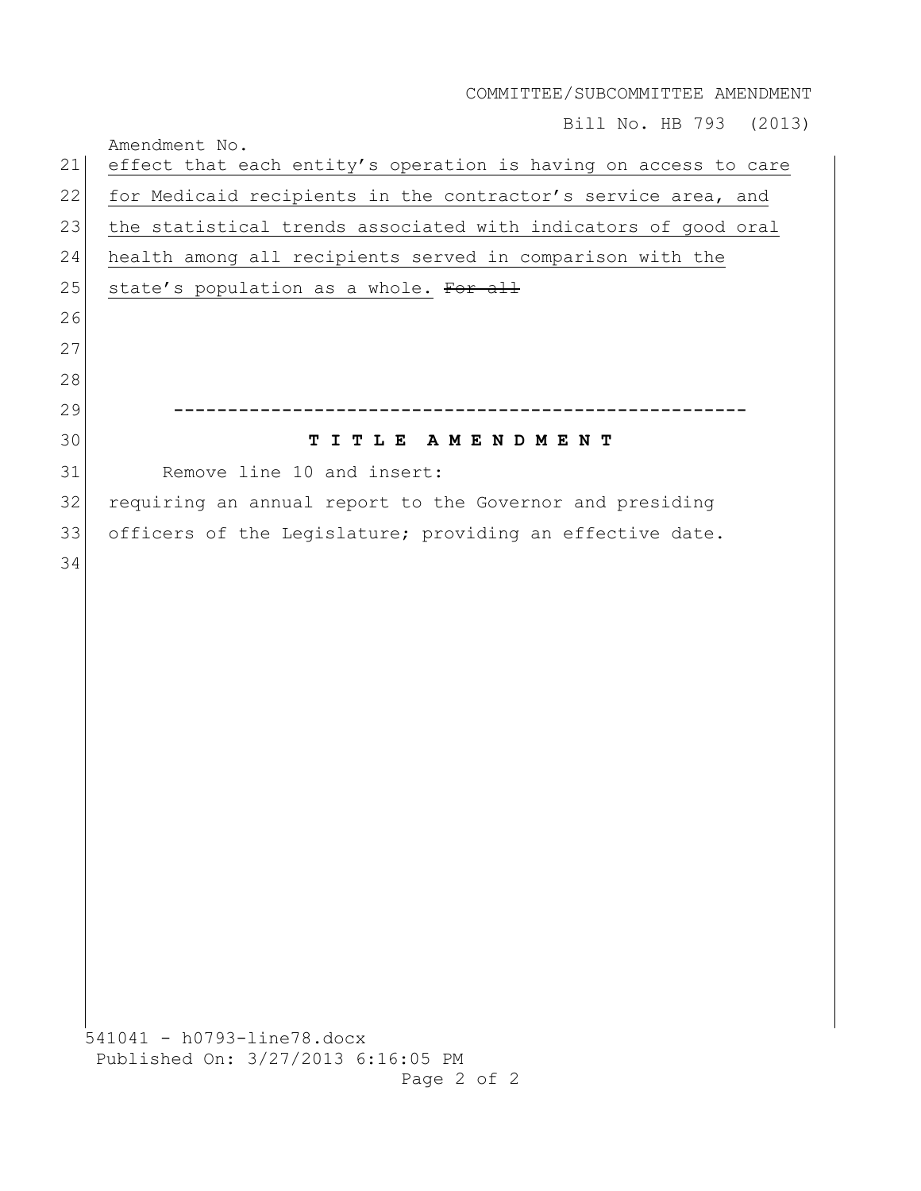effect that each entity's operation is having on access to care for Medicaid recipients in the contractor's service area, and the statistical trends associated with indicators of good oral health among all recipients served in comparison with the state's population as a whole. ~~For all~~

-----------------------------------------------------

**T I T L E   A M E N D M E N T**

Remove line 10 and insert:

requiring an annual report to the Governor and presiding officers of the Legislature; providing an effective date.